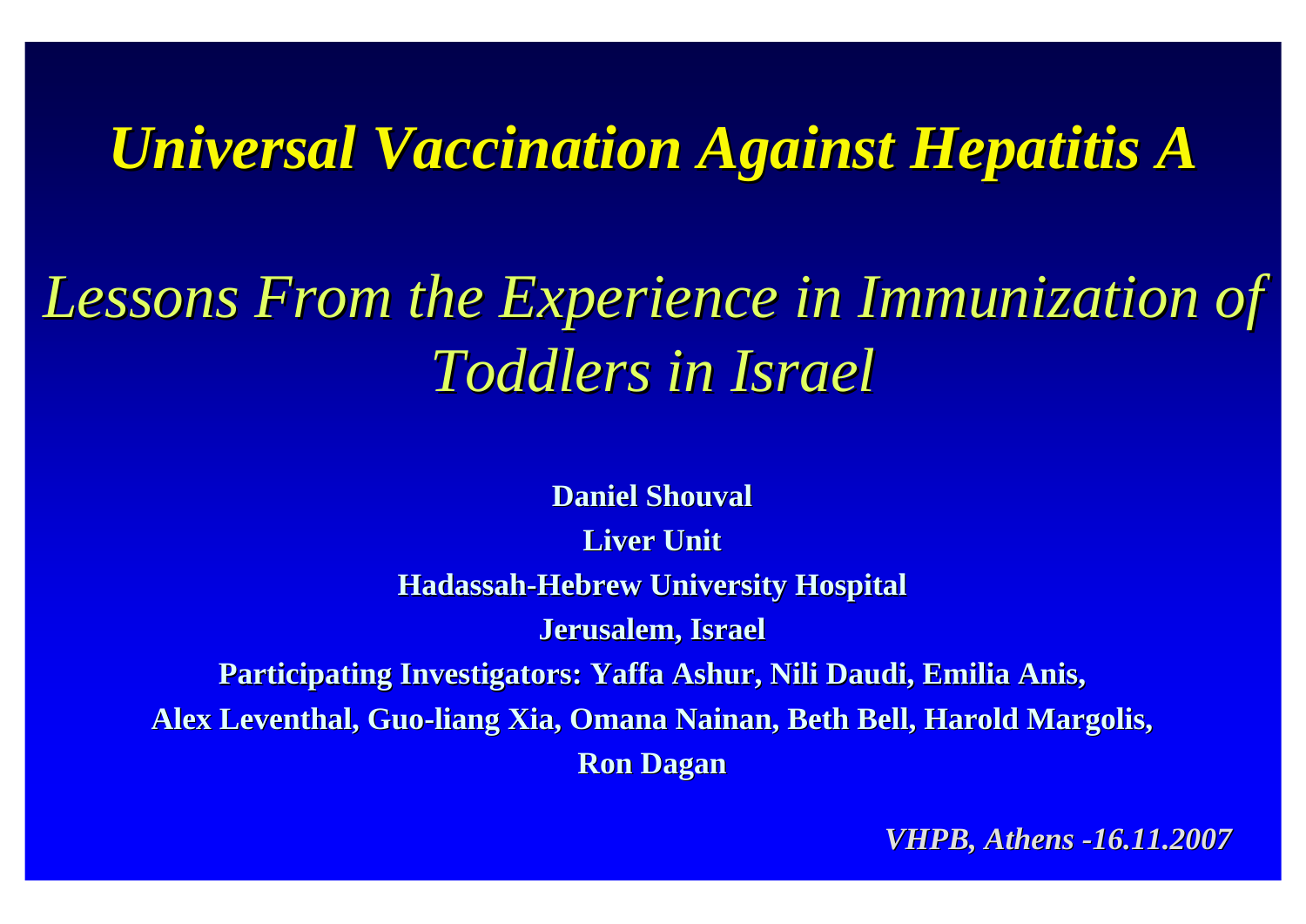# *Universal Vaccination Against Hepatitis A*

## *Lessons From the Experience in Immunization of Toddlers in Israel*

**Daniel Shouval**

**Liver Unit**

**Hadassah-Hebrew University Hospital**

**Jerusalem, Israel**

**Participating Investigators: Yaffa Ashur, Nili Daudi, Emilia Anis, Alex Leventhal, Guo-liang Xia, Omana Nainan, Beth Bell, Harold Margolis, Ron Dagan**

***VHPB, Athens -16.11.2007***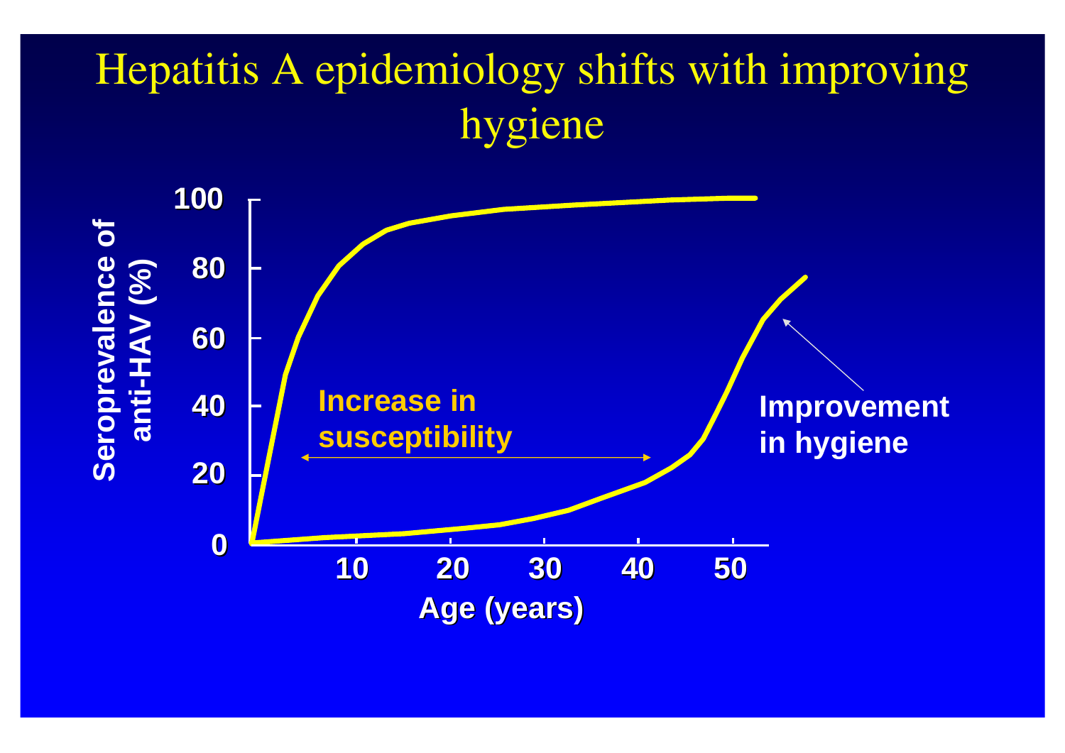# Hepatitis A epidemiology shifts with improving hygiene

Seroprevalence of anti-HAV (%)

100

80

60

40

20

0

10 20 30 40 50

Age (years)

Increase in susceptibility

Improvement in hygiene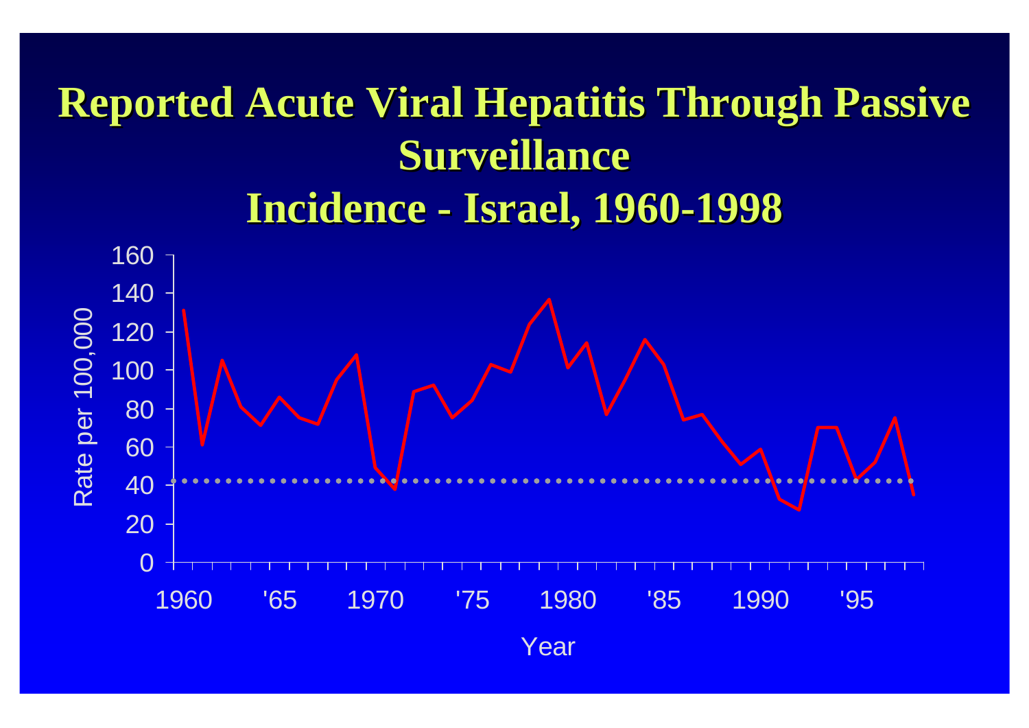# Reported Acute Viral Hepatitis Through Passive Surveillance

## Incidence - Israel, 1960-1998

Rate per 100,000

160
140
120
100
80
60
40
20
0

1960 '65 1970 '75 1980 '85 1990 '95

Year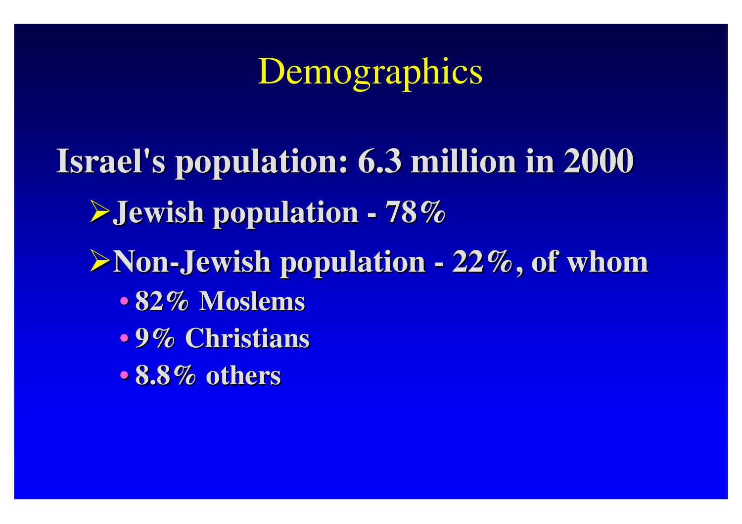# Demographics

**Israel's population: 6.3 million in 2000**

- **Jewish population - 78%**
- **Non-Jewish population - 22%, of whom**
  - **82% Moslems**
  - **9% Christians**
  - **8.8% others**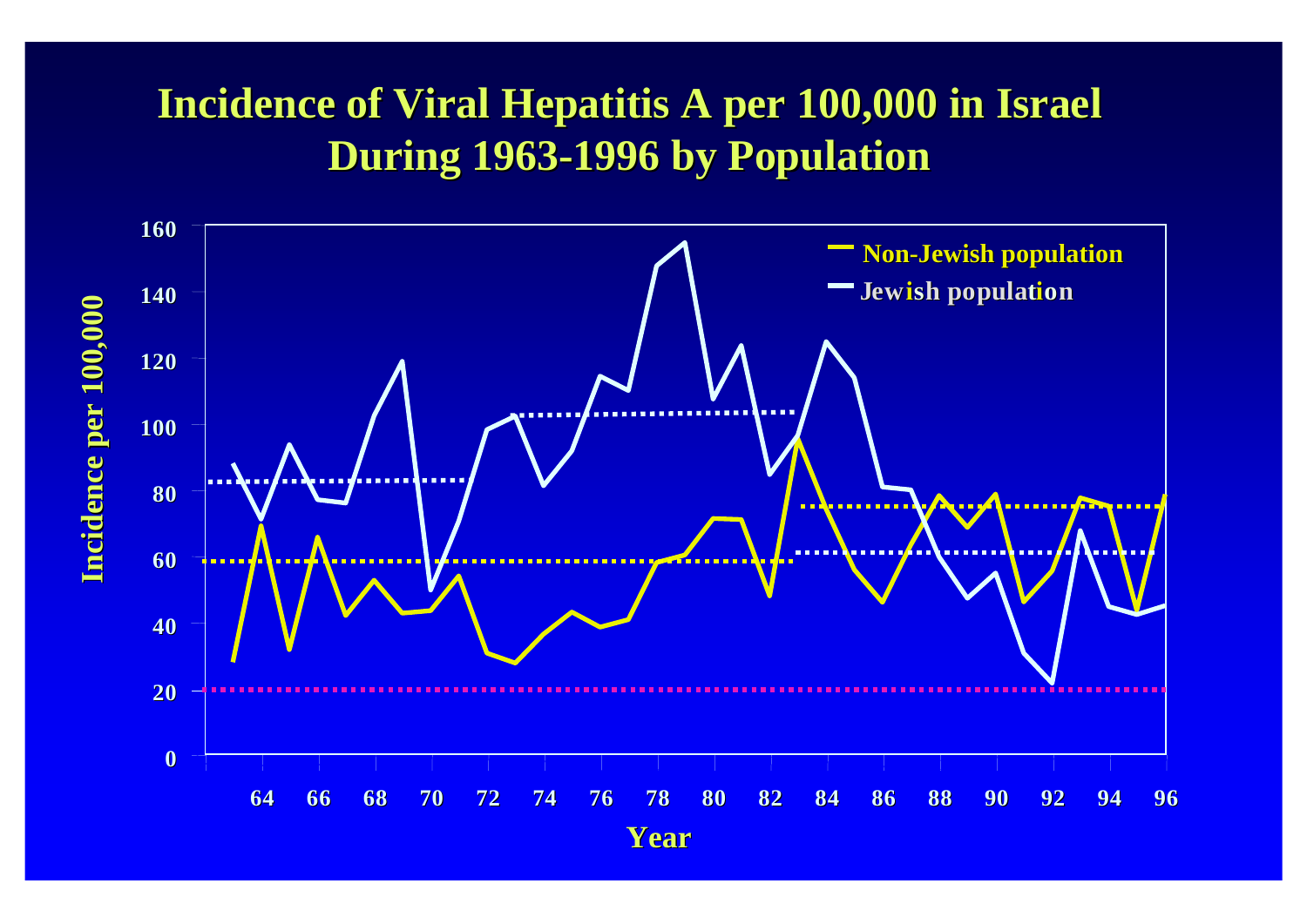# Incidence of Viral Hepatitis A per 100,000 in Israel During 1963-1996 by Population

- Non-Jewish population
- Jewish population

Incidence per 100,000

160
140
120
100
80
60
40
20
0

64 66 68 70 72 74 76 78 80 82 84 86 88 90 92 94 96

Year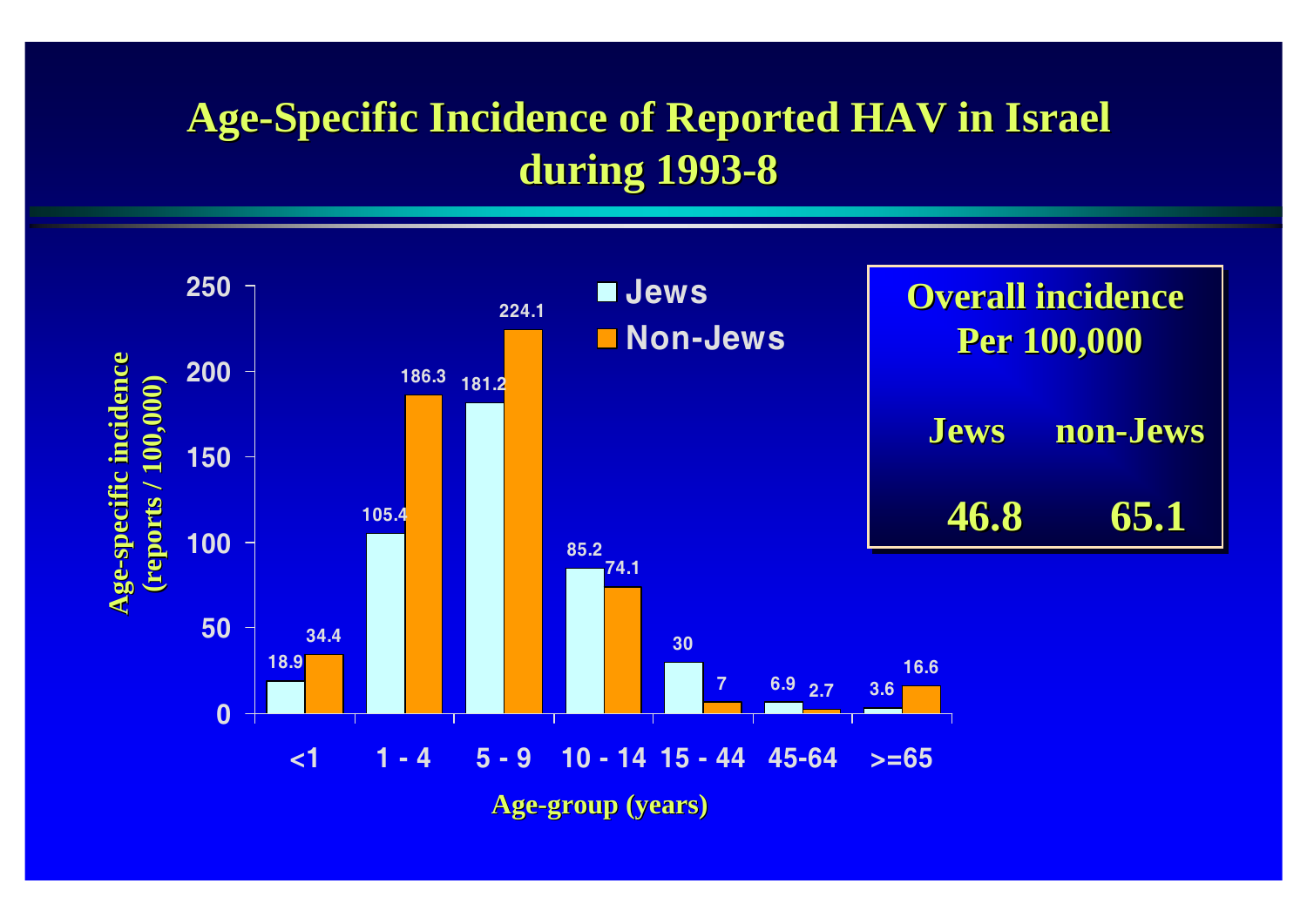# Age-Specific Incidence of Reported HAV in Israel during 1993-8

Age-specific incidence (reports / 100,000)

| Age-group (years) | Jews | Non-Jews |
| --- | --- | --- |
| <1 | 18.9 | 34.4 |
| 1 - 4 | 105.4 | 186.3 |
| 5 - 9 | 181.2 | 224.1 |
| 10 - 14 | 85.2 | 74.1 |
| 15 - 44 | 30 | 7 |
| 45-64 | 6.9 | 2.7 |
| >=65 | 3.6 | 16.6 |

**Overall incidence Per 100,000**

| Jews | non-Jews |
| --- | --- |
| 46.8 | 65.1 |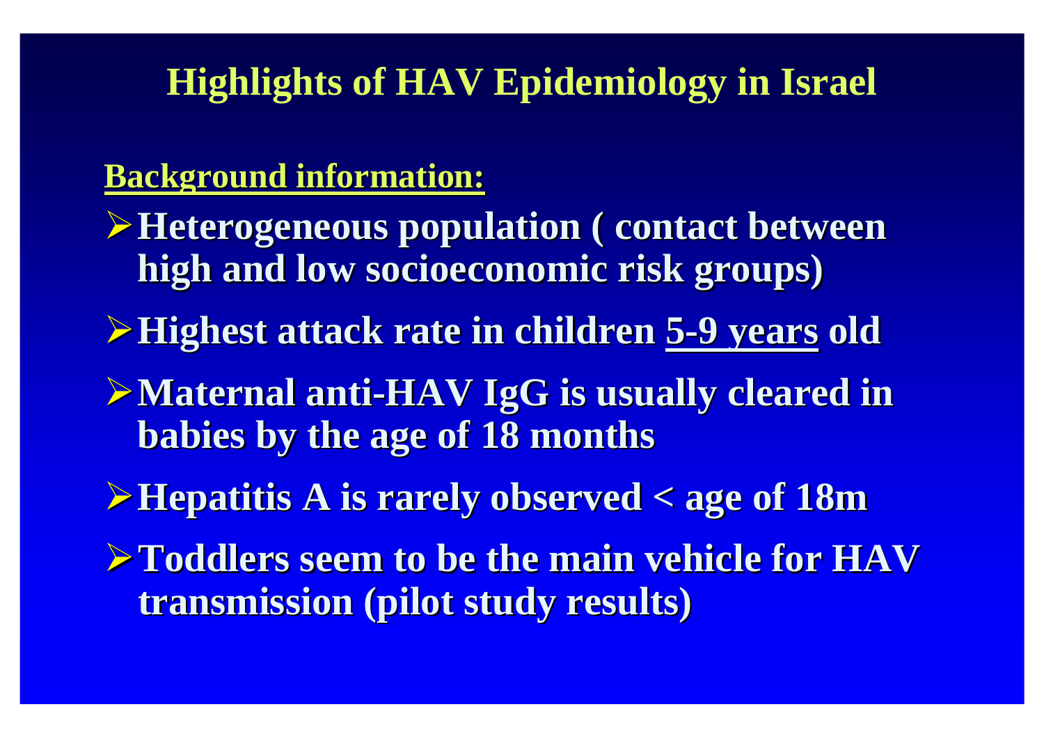# Highlights of HAV Epidemiology in Israel

**Background information:**

- **Heterogeneous population ( contact between high and low socioeconomic risk groups)**
- **Highest attack rate in children <u>5-9 years</u> old**
- **Maternal anti-HAV IgG is usually cleared in babies by the age of 18 months**
- **Hepatitis A is rarely observed < age of 18m**
- **Toddlers seem to be the main vehicle for HAV transmission (pilot study results)**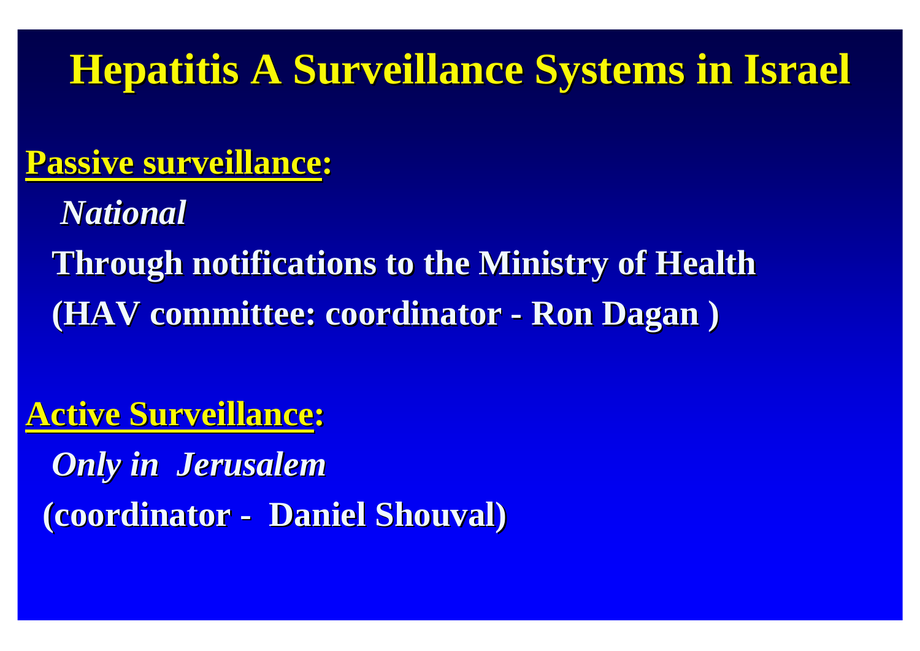# Hepatitis A Surveillance Systems in Israel

**Passive surveillance:**

*National*

**Through notifications to the Ministry of Health**

**(HAV committee: coordinator - Ron Dagan )**

**Active Surveillance:**

*Only in Jerusalem*

**(coordinator - Daniel Shouval)**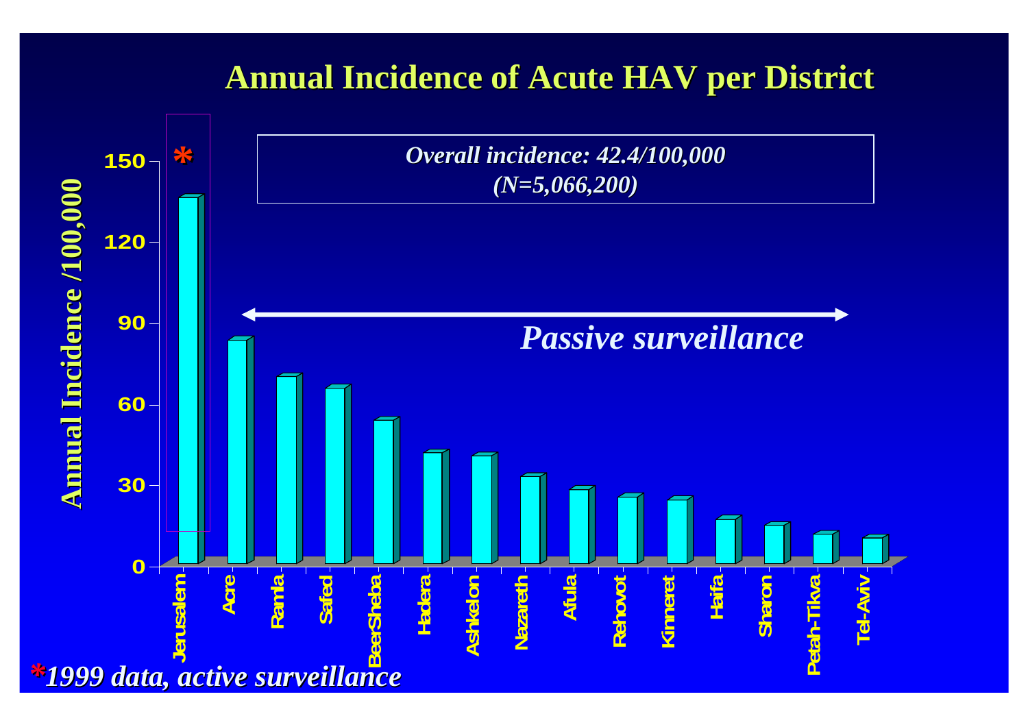# Annual Incidence of Acute HAV per District

*Overall incidence: 42.4/100,000 (N=5,066,200)*

Annual Incidence /100,000

*Passive surveillance*

Jerusalem*, Acre, Ramla, Safed, BeerSheba, Hadera, Ashkelon, Nazareth, Afula, Rehovot, Kinneret, Haifa, Sharon, Petah-Tikva, Tel-Aviv

*\*1999 data, active surveillance*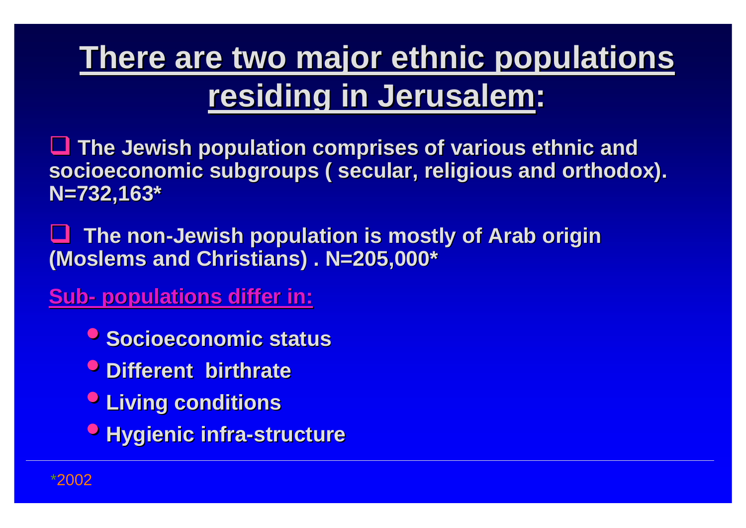# There are two major ethnic populations residing in Jerusalem:

- The Jewish population comprises of various ethnic and socioeconomic subgroups ( secular, religious and orthodox). N=732,163*
- The non-Jewish population is mostly of Arab origin (Moslems and Christians) . N=205,000*

**Sub- populations differ in:**

- Socioeconomic status
- Different birthrate
- Living conditions
- Hygienic infra-structure

*2002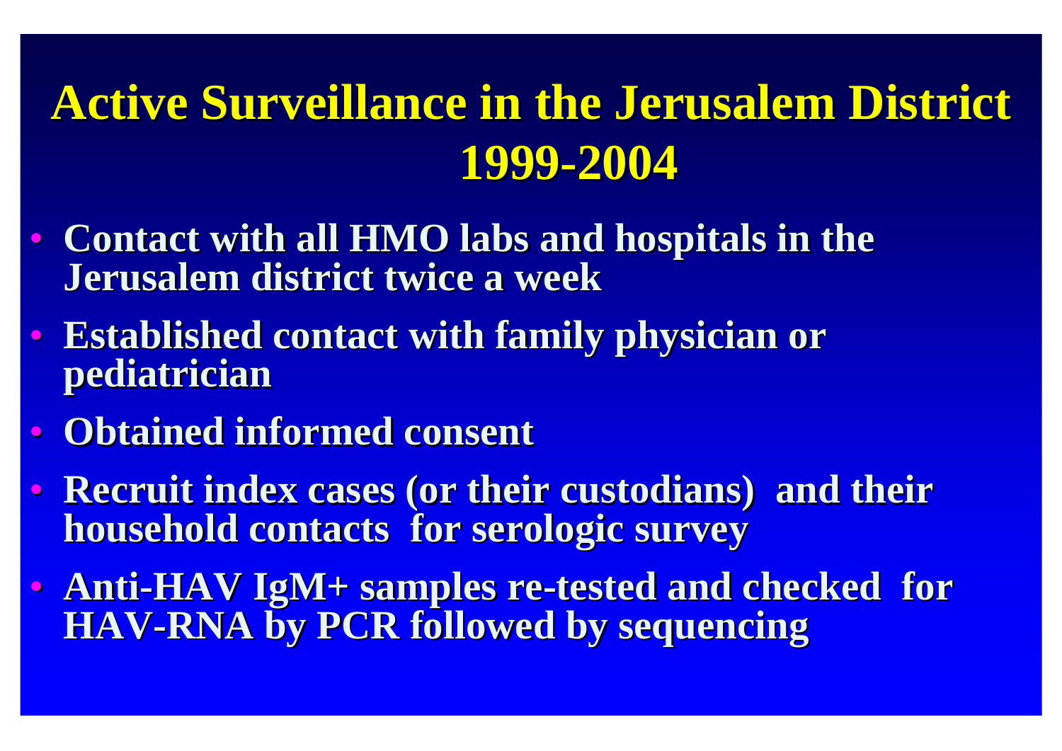# Active Surveillance in the Jerusalem District 1999-2004

- Contact with all HMO labs and hospitals in the Jerusalem district twice a week
- Established contact with family physician or pediatrician
- Obtained informed consent
- Recruit index cases (or their custodians) and their household contacts for serologic survey
- Anti-HAV IgM+ samples re-tested and checked for HAV-RNA by PCR followed by sequencing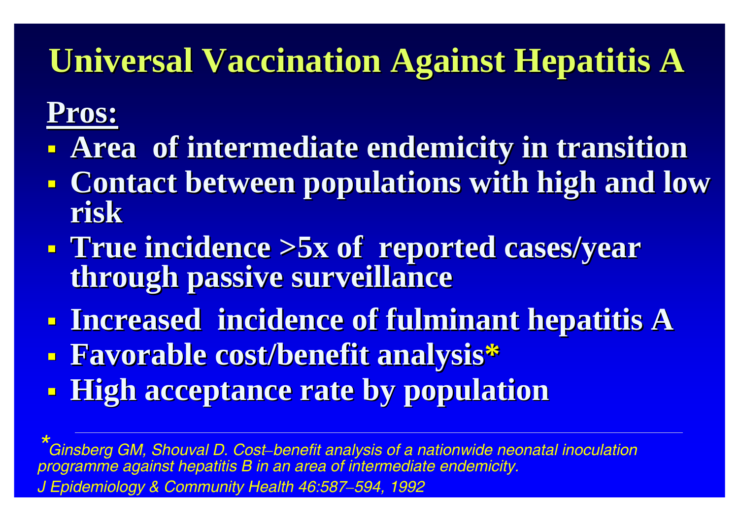# Universal Vaccination Against Hepatitis A

**Pros:**

- **Area of intermediate endemicity in transition**
- **Contact between populations with high and low risk**
- **True incidence >5x of reported cases/year through passive surveillance**
- **Increased incidence of fulminant hepatitis A**
- **Favorable cost/benefit analysis***
- **High acceptance rate by population**

---

**Ginsberg GM, Shouval D. Cost–benefit analysis of a nationwide neonatal inoculation programme against hepatitis B in an area of intermediate endemicity. J Epidemiology & Community Health 46:587–594, 1992*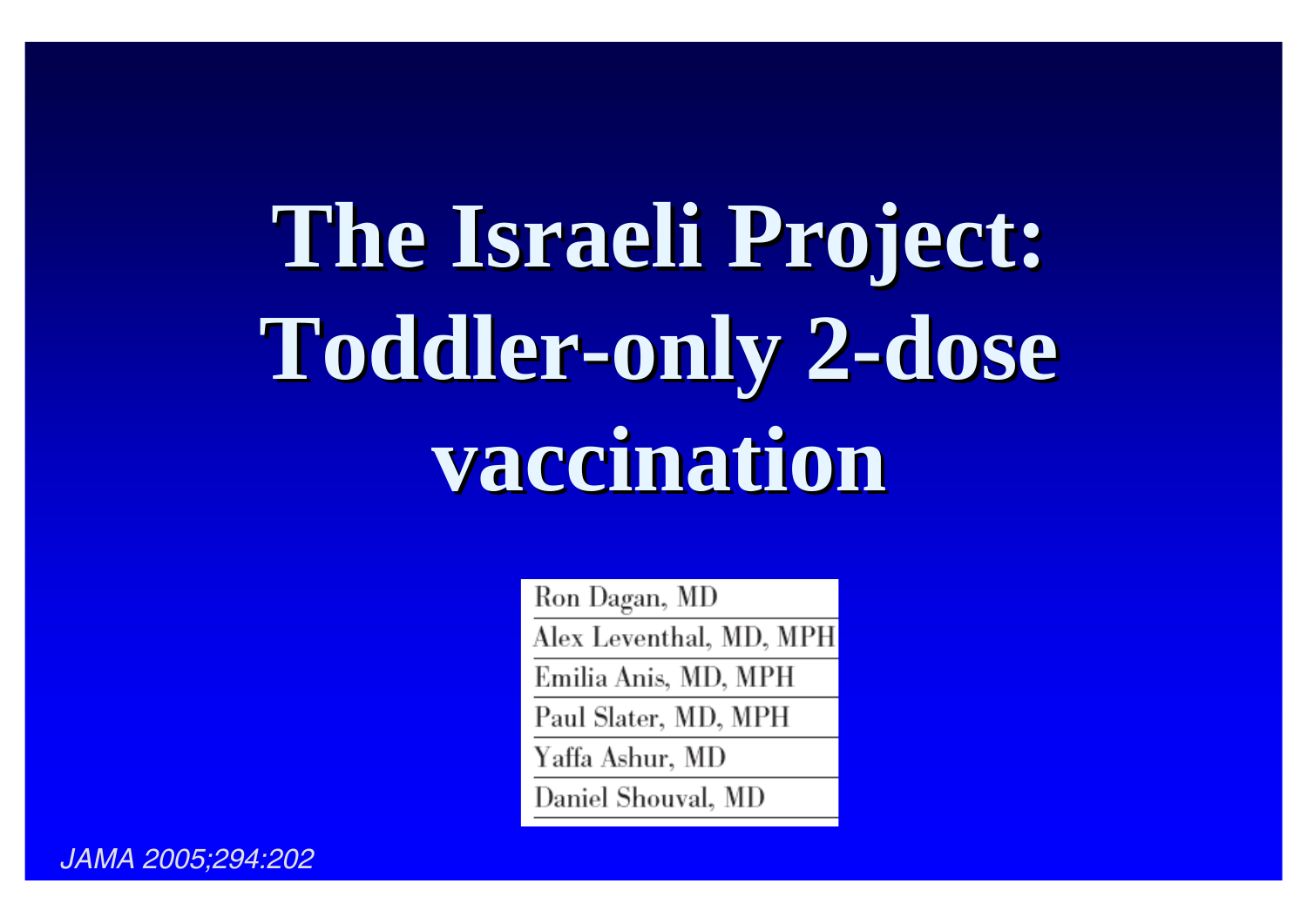# The Israeli Project: Toddler-only 2-dose vaccination

Ron Dagan, MD
Alex Leventhal, MD, MPH
Emilia Anis, MD, MPH
Paul Slater, MD, MPH
Yaffa Ashur, MD
Daniel Shouval, MD

*JAMA 2005;294:202*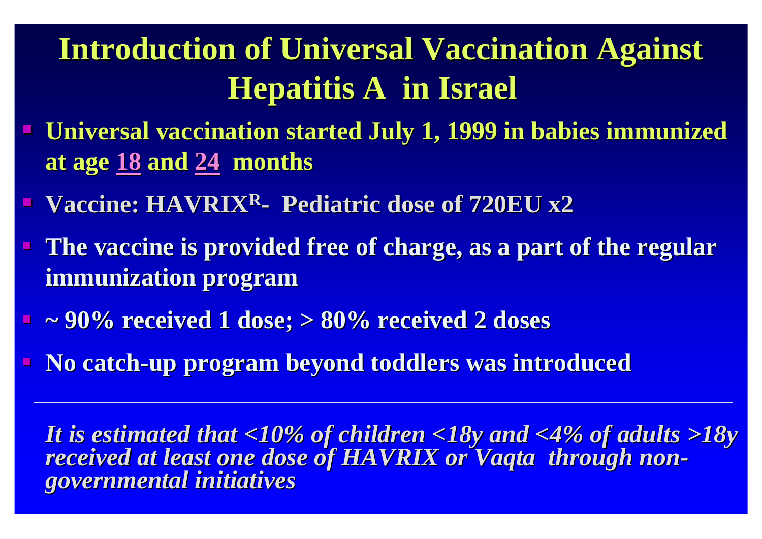# Introduction of Universal Vaccination Against Hepatitis A in Israel

- **Universal vaccination started July 1, 1999 in babies immunized at age 18 and 24 months**
- **Vaccine: HAVRIX[R]- Pediatric dose of 720EU x2**
- **The vaccine is provided free of charge, as a part of the regular immunization program**
- **~ 90% received 1 dose; > 80% received 2 doses**
- **No catch-up program beyond toddlers was introduced**

---

***It is estimated that <10% of children <18y and <4% of adults >18y received at least one dose of HAVRIX or Vaqta through non-governmental initiatives***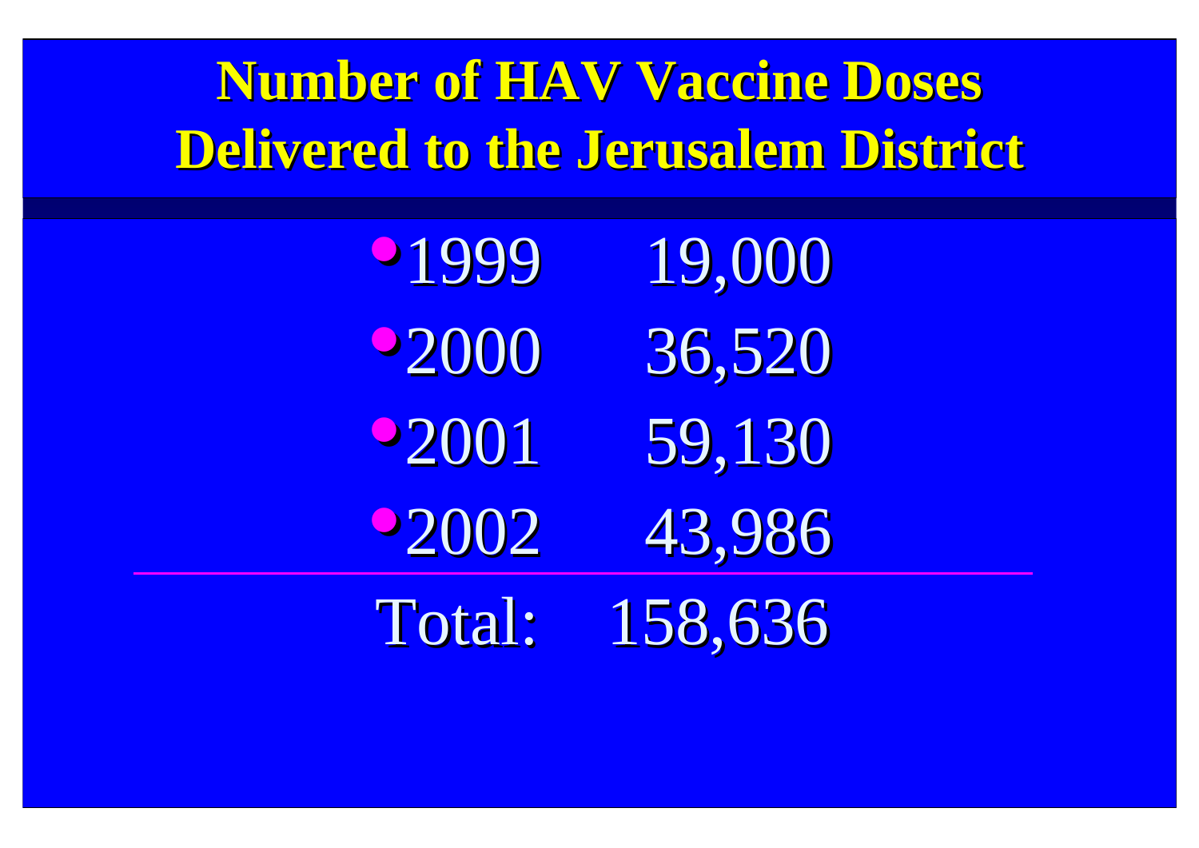# Number of HAV Vaccine Doses Delivered to the Jerusalem District

- 1999 19,000
- 2000 36,520
- 2001 59,130
- 2002 43,986

---

Total: 158,636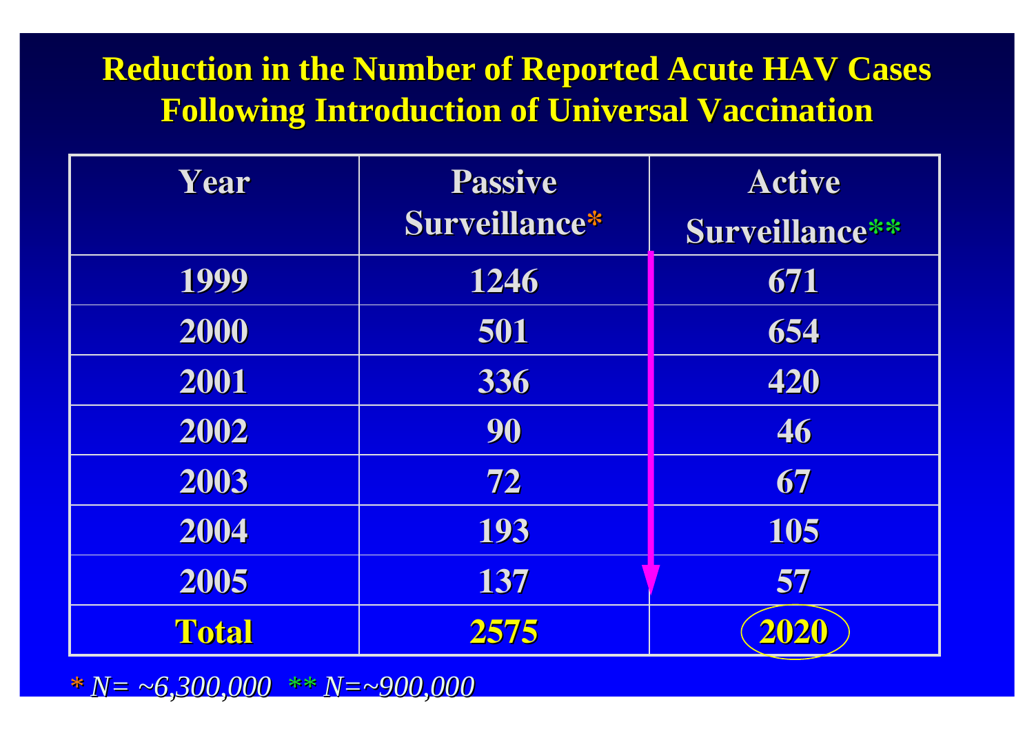# Reduction in the Number of Reported Acute HAV Cases Following Introduction of Universal Vaccination

| Year | Passive Surveillance* | Active Surveillance** |
|---|---|---|
| 1999 | 1246 | 671 |
| 2000 | 501 | 654 |
| 2001 | 336 | 420 |
| 2002 | 90 | 46 |
| 2003 | 72 | 67 |
| 2004 | 193 | 105 |
| 2005 | 137 | 57 |
| **Total** | **2575** | **2020** |

* *N= ~6,300,000* ** *N=~900,000*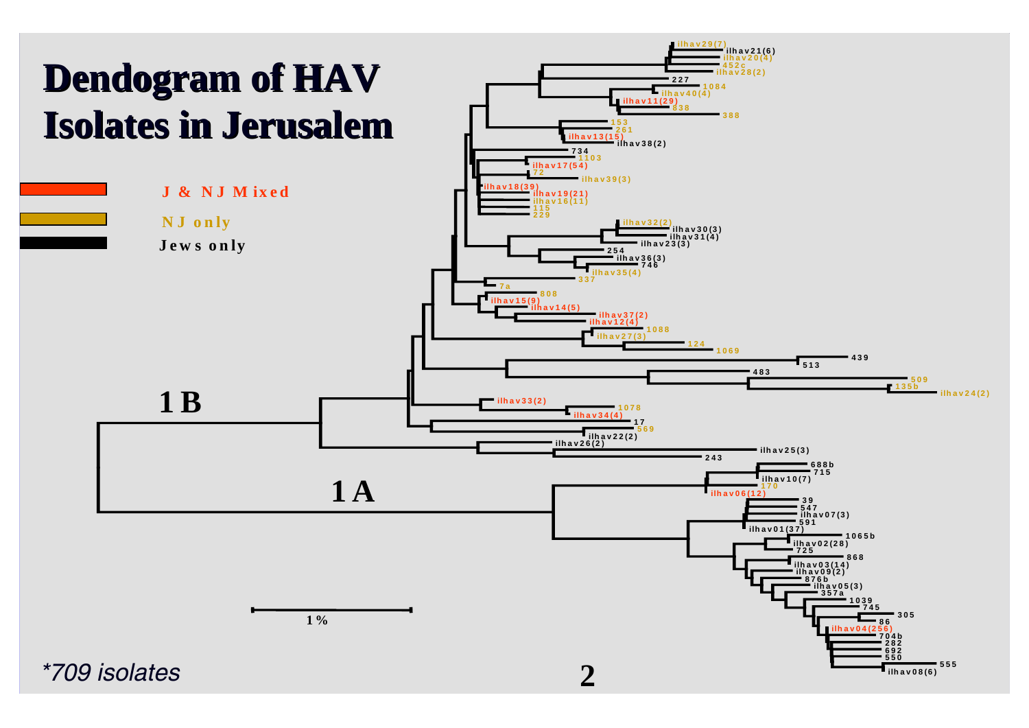# Dendogram of HAV Isolates in Jerusalem

- J & NJ Mixed
- NJ only
- Jews only

1B

1A

ilhav29(7)
ilhav21(6)
ilhav20(4)
452c
ilhav28(2)
227
1084
ilhav40(4)
ilhav11(29)
838
388
153
261
ilhav13(15)
ilhav38(2)
734
1103
ilhav17(54)
72
ilhav39(3)
ilhav18(39)
ilhav19(21)
ilhav16(11)
115
229
ilhav32(2)
ilhav30(3)
ilhav31(4)
ilhav23(3)
254
ilhav36(3)
746
ilhav35(4)
337
7a
808
ilhav15(9)
ilhav14(5)
ilhav37(2)
ilhav12(4)
1088
ilhav27(3)
124
1069
439
513
483
509
135b
ilhav24(2)
ilhav33(2)
1078
ilhav34(4)
17
569
ilhav22(2)
ilhav26(2)
ilhav25(3)
243
688b
715
ilhav10(7)
170
ilhav06(12)
39
547
ilhav07(3)
591
ilhav01(37)
1065b
ilhav02(28)
725
868
ilhav03(14)
ilhav09(2)
876b
ilhav05(3)
357a
1039
745
305
86
ilhav04(256)
704b
282
692
550
555
ilhav08(6)

1%

*709 isolates*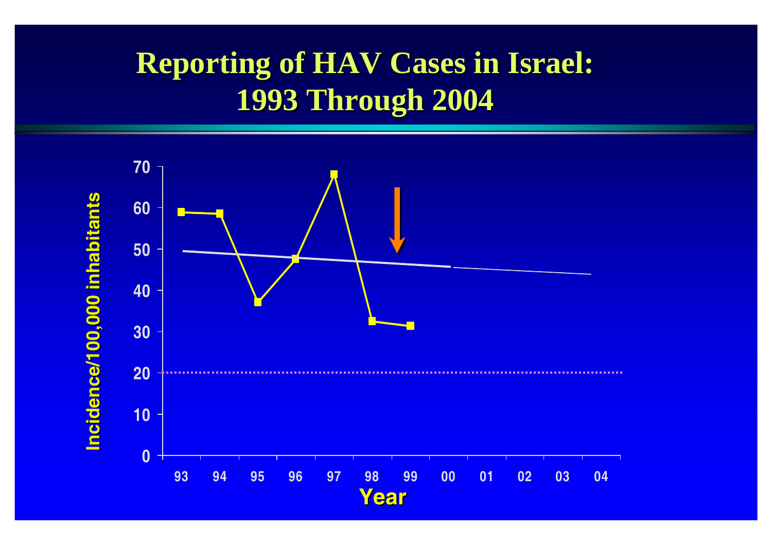# Reporting of HAV Cases in Israel: 1993 Through 2004

Incidence/100,000 inhabitants

70
60
50
40
30
20
10
0

93 94 95 96 97 98 99 00 01 02 03 04

Year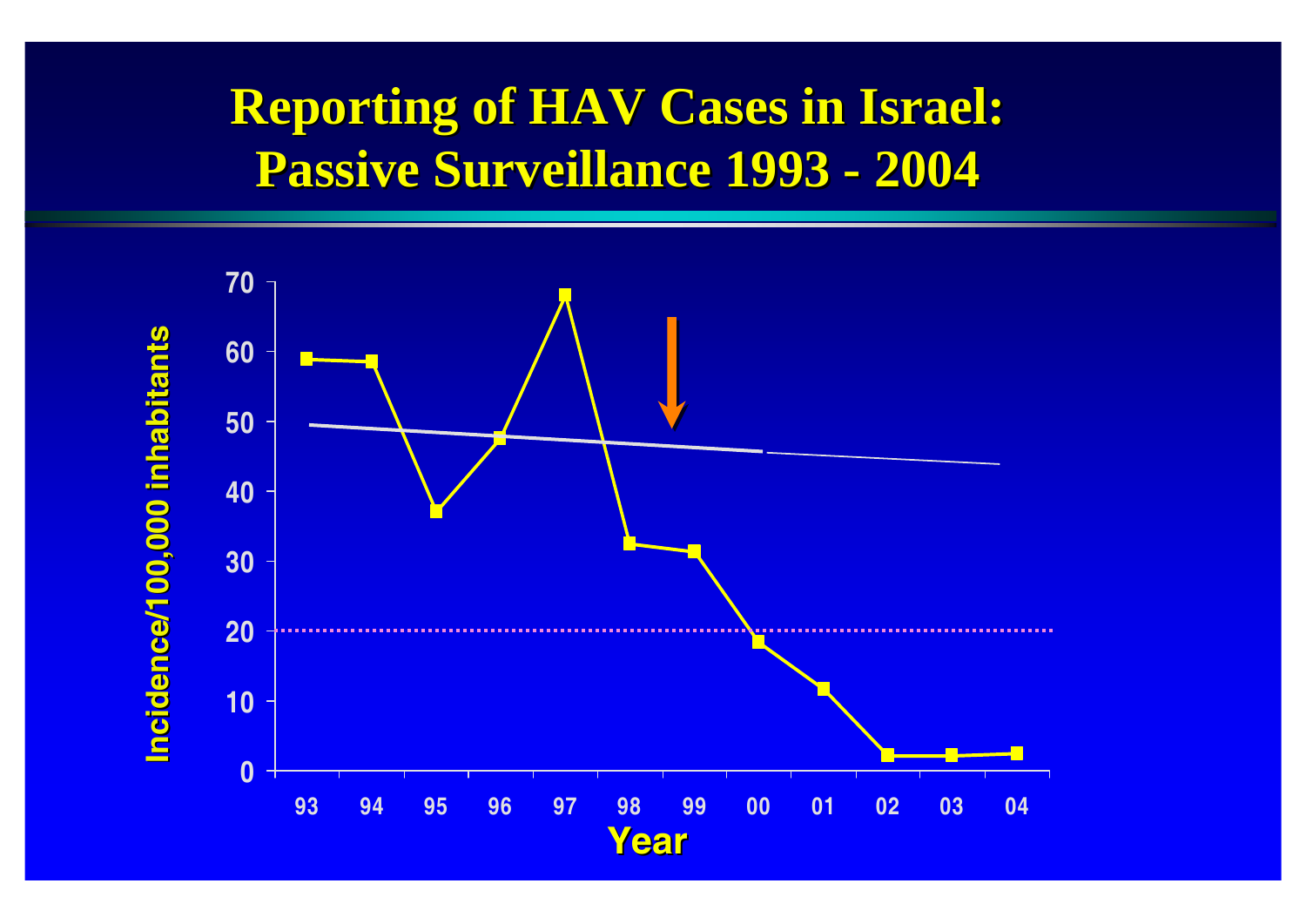# Reporting of HAV Cases in Israel: Passive Surveillance 1993 - 2004

Incidence/100,000 inhabitants

70
60
50
40
30
20
10
0

93 94 95 96 97 98 99 00 01 02 03 04

Year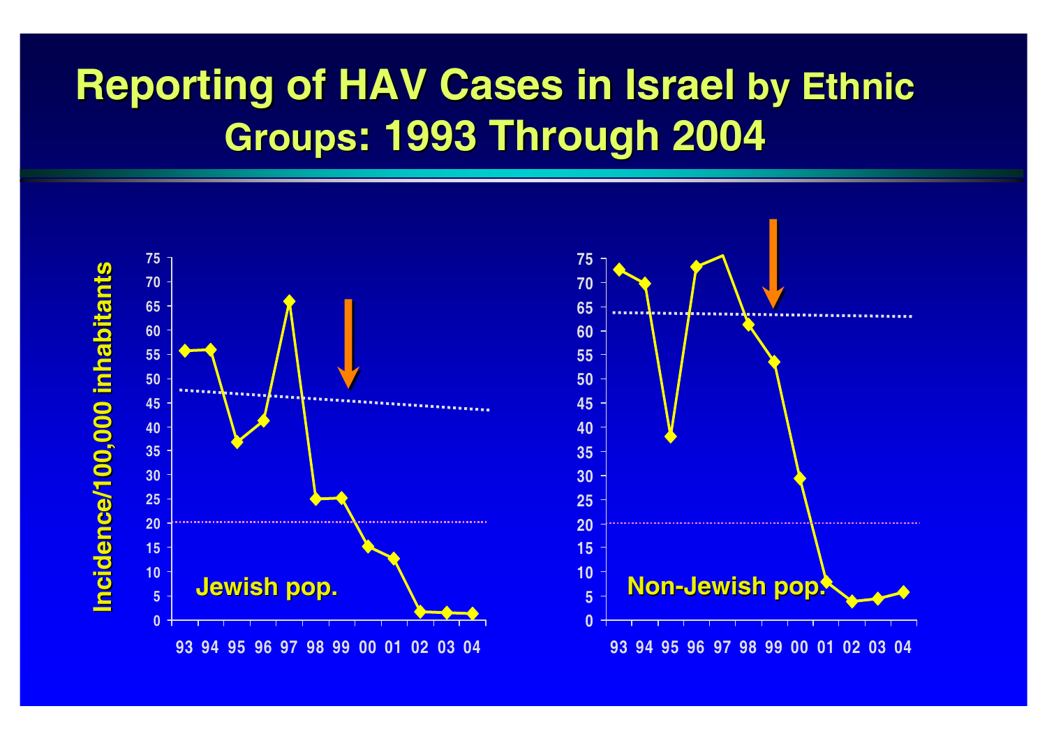# Reporting of HAV Cases in Israel by Ethnic Groups: 1993 Through 2004

Incidence/100,000 inhabitants

Jewish pop.

Non-Jewish pop.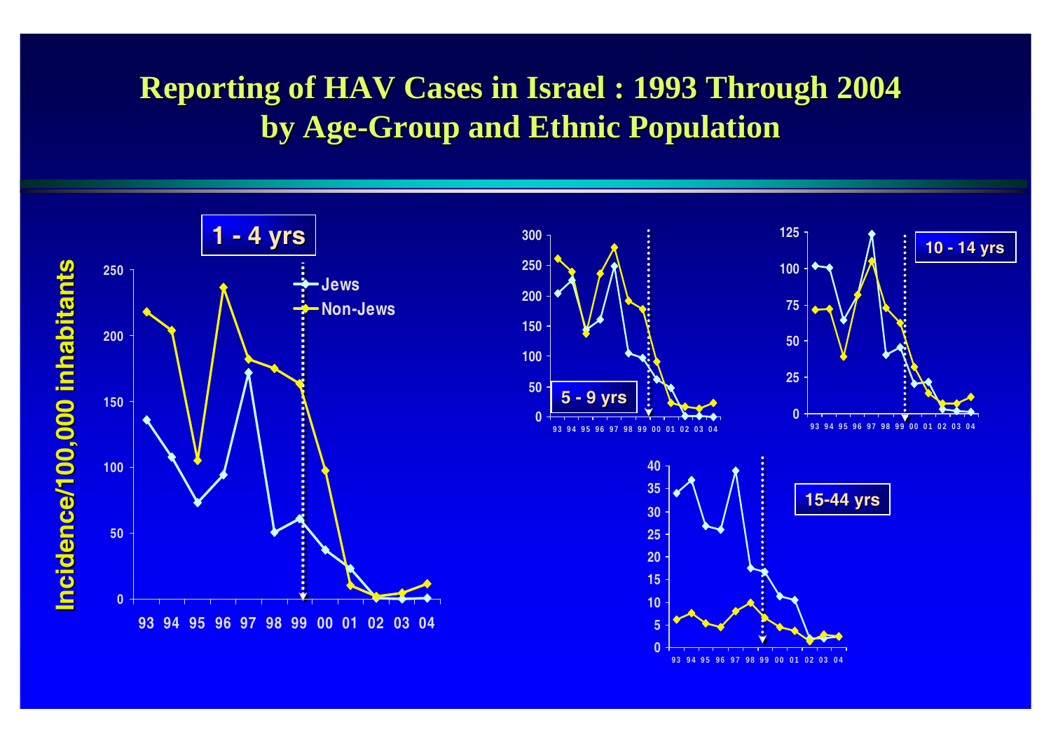# Reporting of HAV Cases in Israel : 1993 Through 2004 by Age-Group and Ethnic Population

**1 - 4 yrs**

Incidence/100,000 inhabitants

- Jews
- Non-Jews

93 94 95 96 97 98 99 00 01 02 03 04

**5 - 9 yrs**

**10 - 14 yrs**

**15-44 yrs**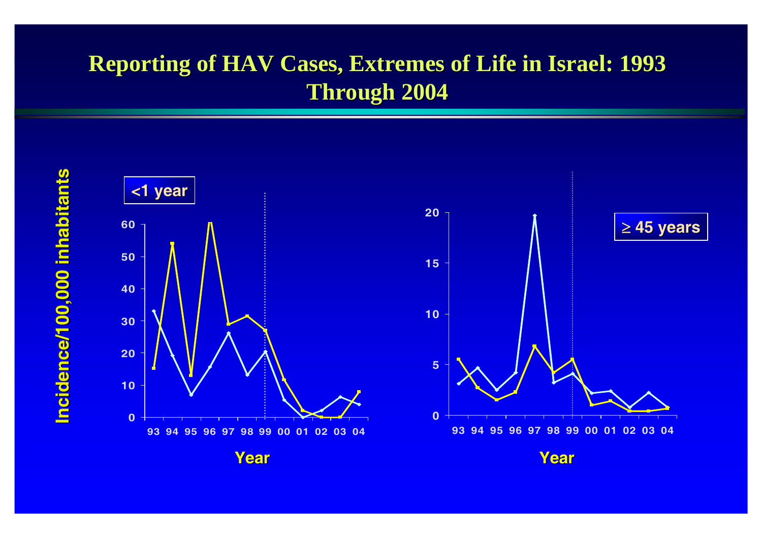# Reporting of HAV Cases, Extremes of Life in Israel: 1993 Through 2004

Incidence/100,000 inhabitants

<1 year

≥ 45 years

Year

Year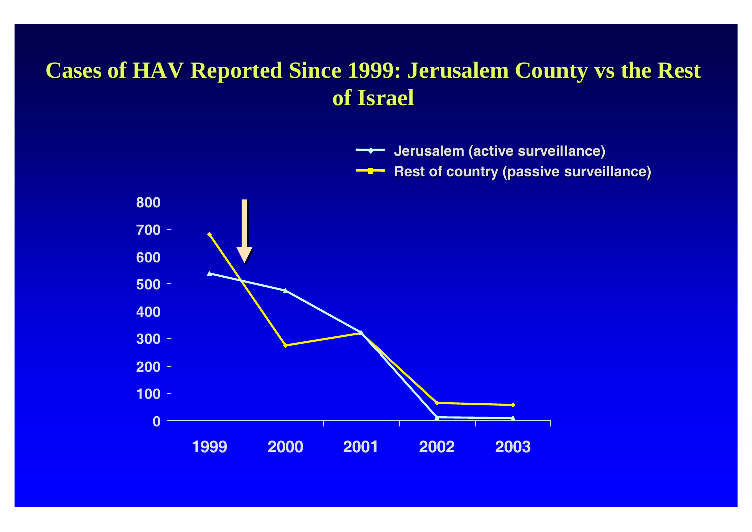# Cases of HAV Reported Since 1999: Jerusalem County vs the Rest of Israel

- Jerusalem (active surveillance)
- Rest of country (passive surveillance)

800
700
600
500
400
300
200
100
0

1999 2000 2001 2002 2003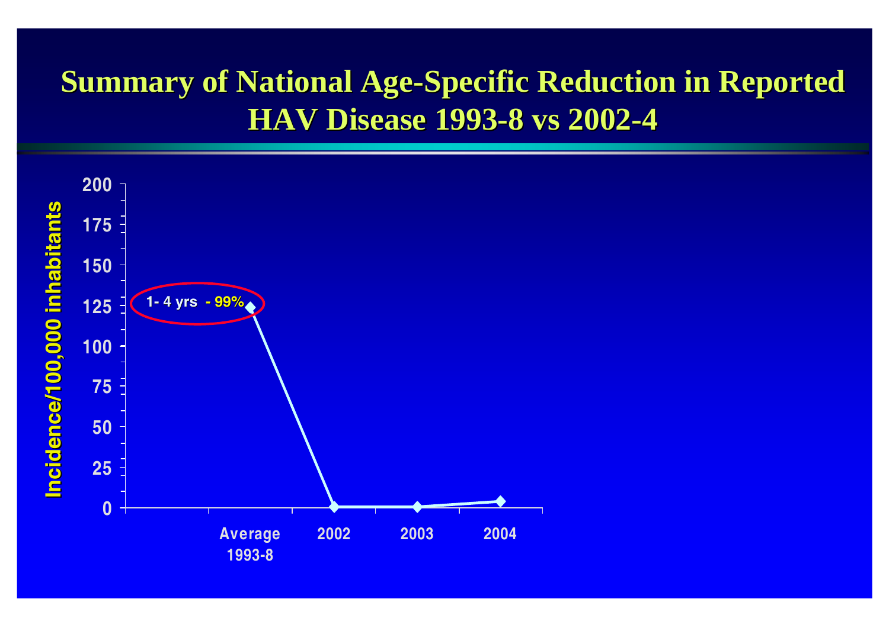# Summary of National Age-Specific Reduction in Reported HAV Disease 1993-8 vs 2002-4

Incidence/100,000 inhabitants

1- 4 yrs - 99%

200
175
150
125
100
75
50
25
0

Average 1993-8 | 2002 | 2003 | 2004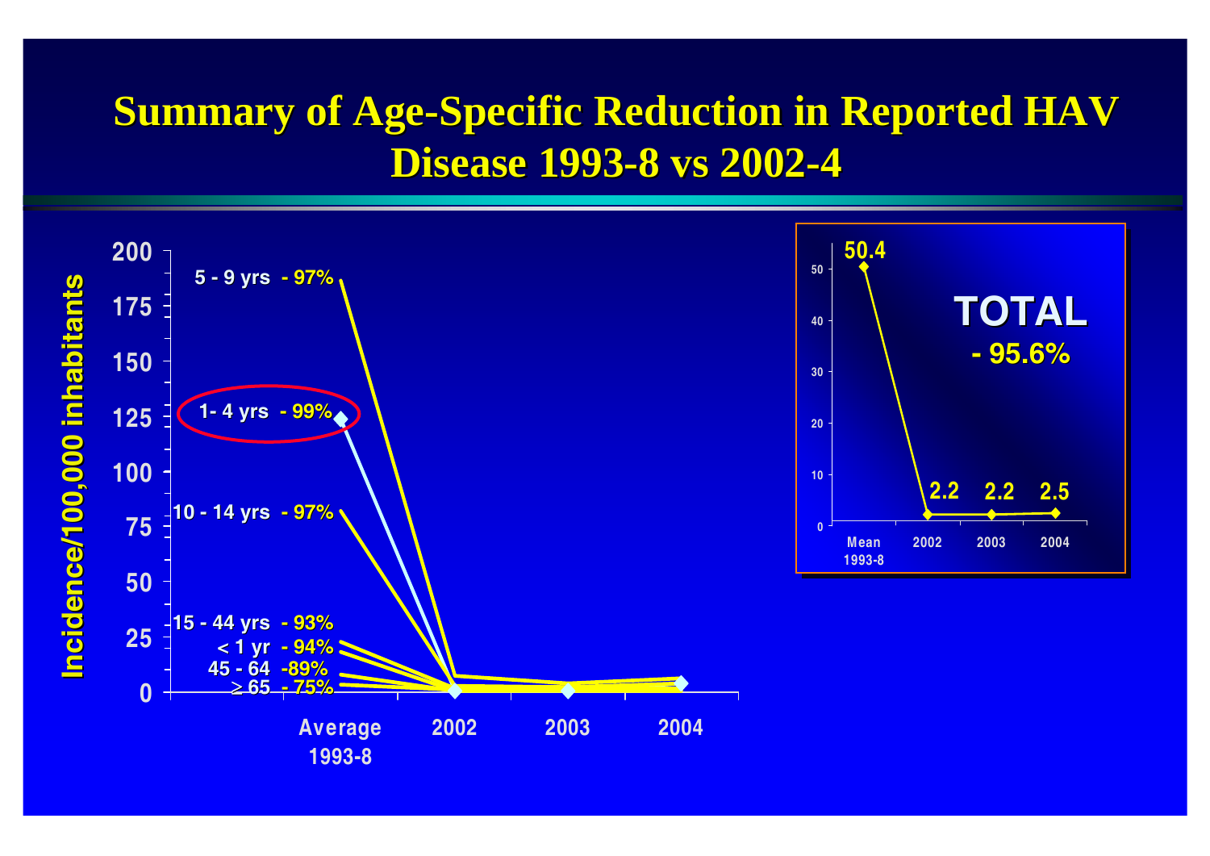# Summary of Age-Specific Reduction in Reported HAV Disease 1993-8 vs 2002-4

Incidence/100,000 inhabitants

| Age group | Reduction |
|---|---|
| 5 - 9 yrs | - 97% |
| 1- 4 yrs | - 99% |
| 10 - 14 yrs | - 97% |
| 15 - 44 yrs | - 93% |
| < 1 yr | - 94% |
| 45 - 64 | -89% |
| ≥ 65 | - 75% |

Average 1993-8 | 2002 | 2003 | 2004

**TOTAL**

**- 95.6%**

| Mean 1993-8 | 2002 | 2003 | 2004 |
|---|---|---|---|
| 50.4 | 2.2 | 2.2 | 2.5 |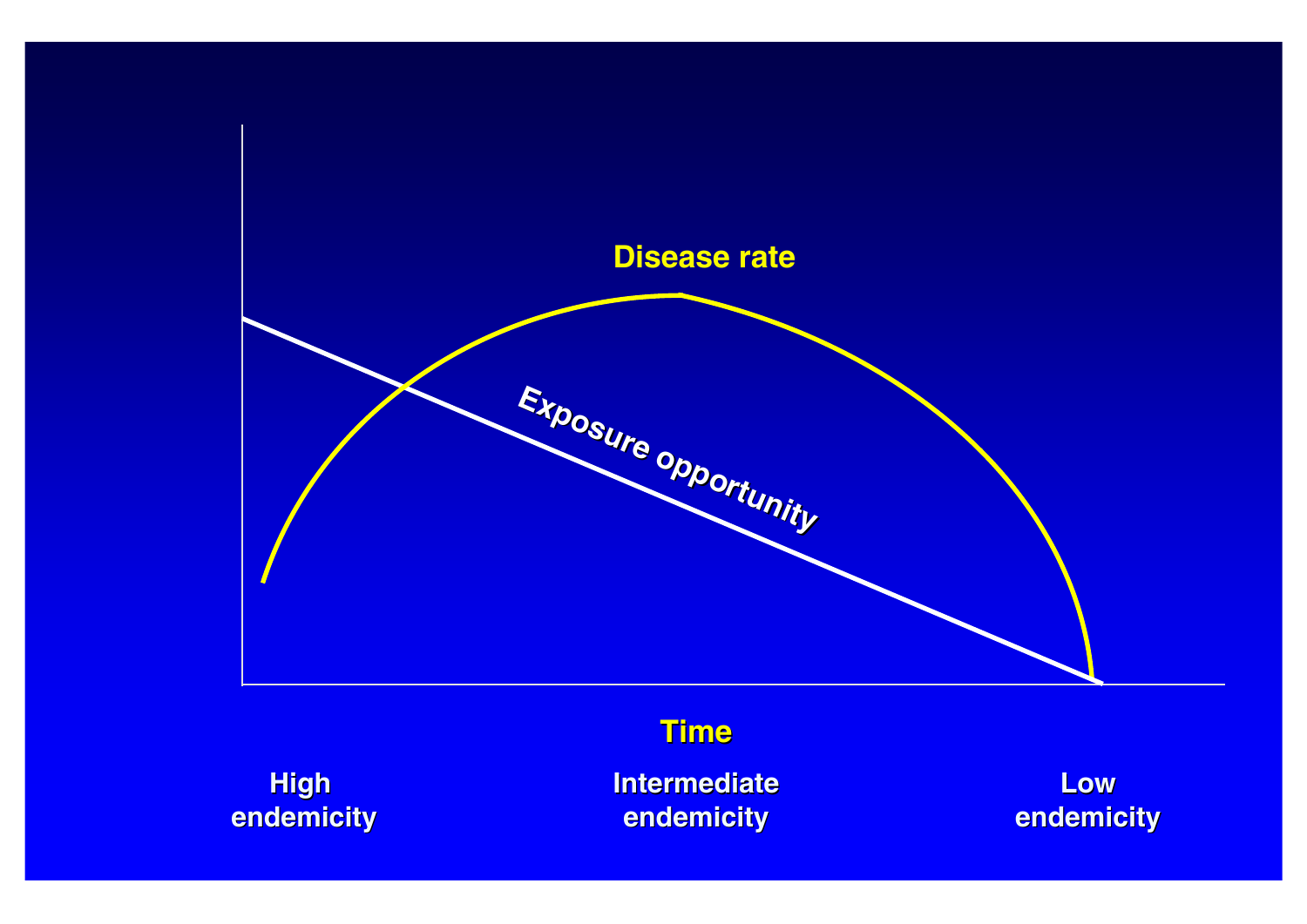Disease rate

Exposure opportunity

Time

High endemicity

Intermediate endemicity

Low endemicity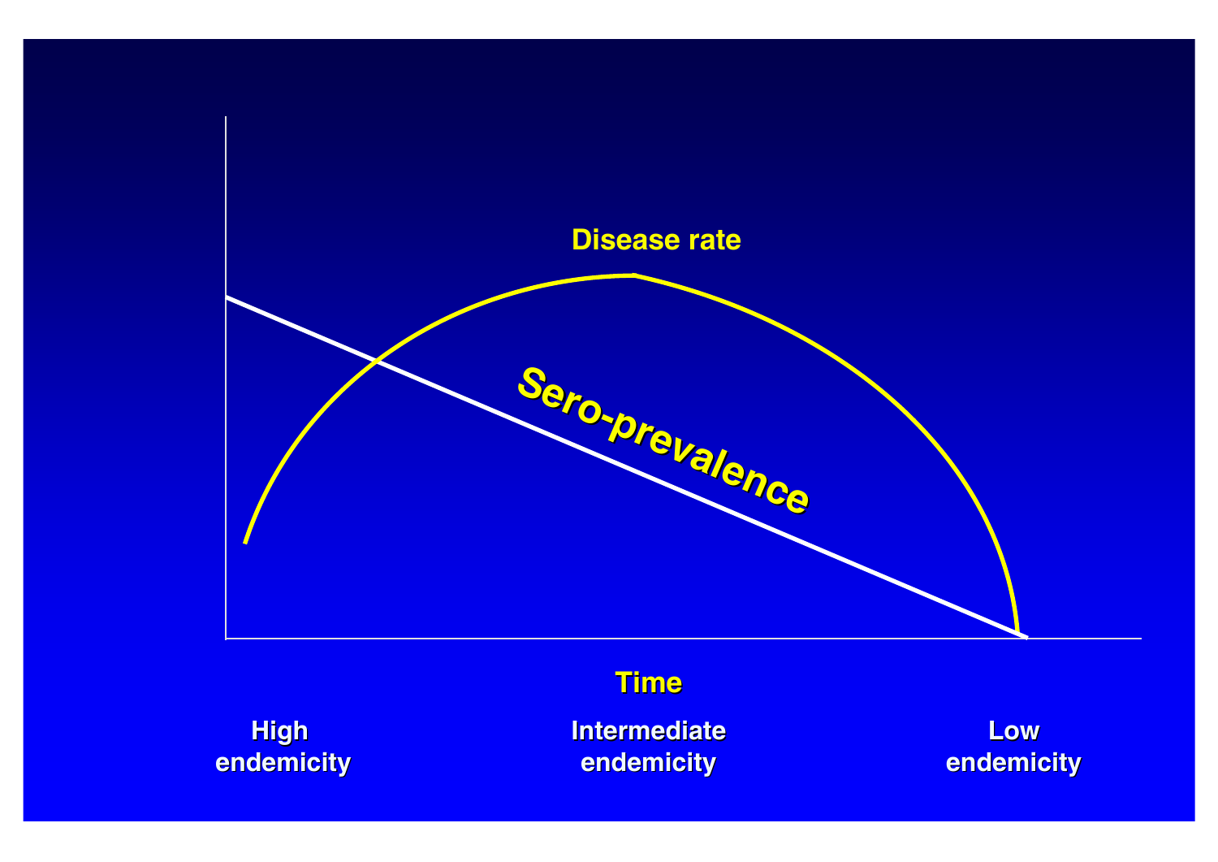Disease rate

Sero-prevalence

Time

High endemicity

Intermediate endemicity

Low endemicity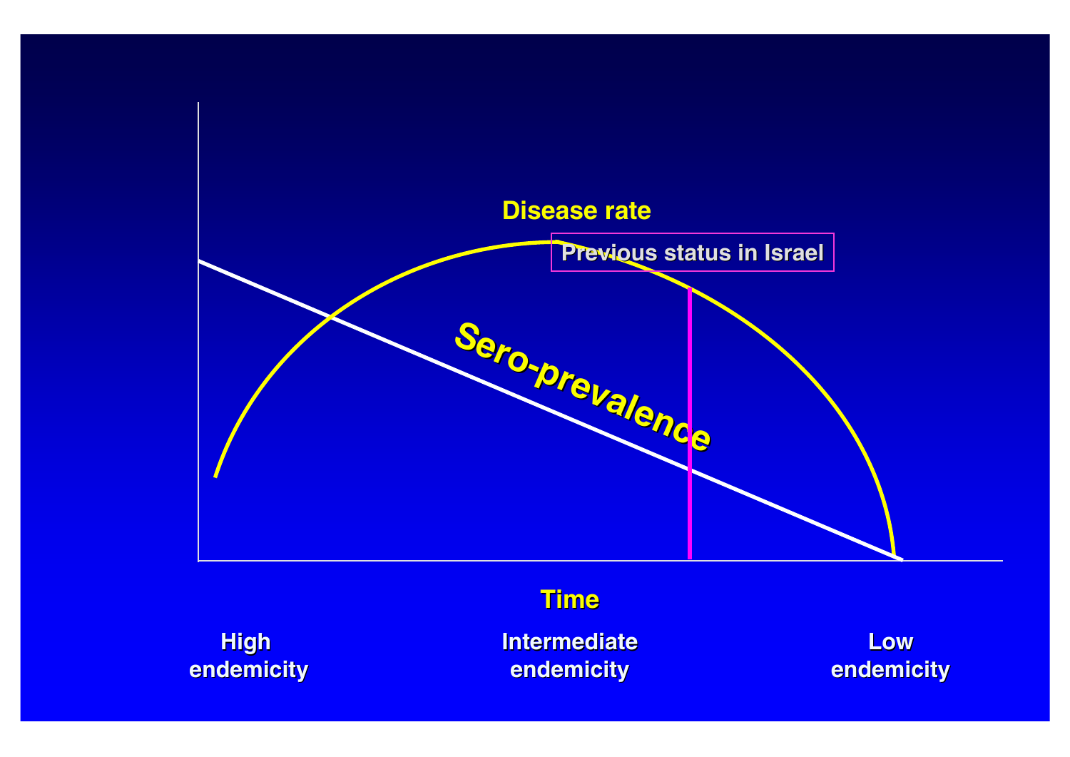Disease rate

Previous status in Israel

Sero-prevalence

Time

High endemicity

Intermediate endemicity

Low endemicity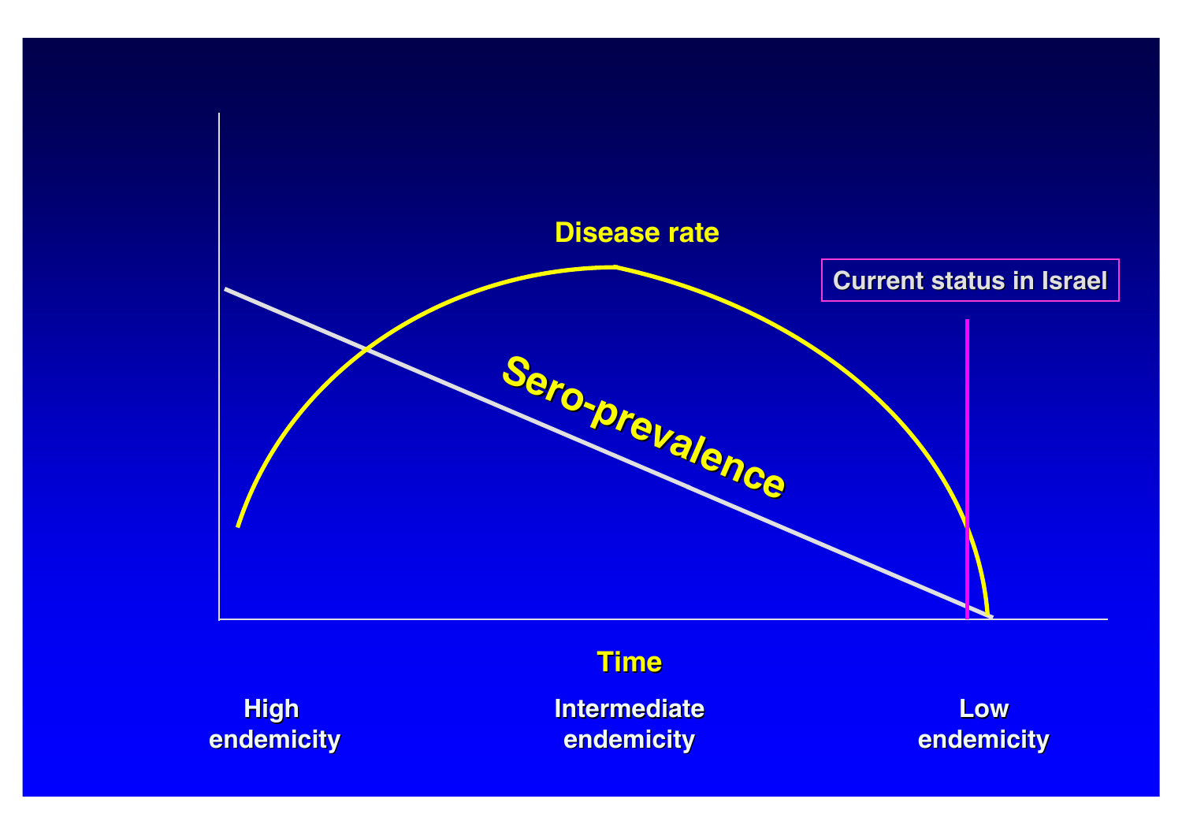Disease rate

Current status in Israel

Sero-prevalence

Time

High endemicity

Intermediate endemicity

Low endemicity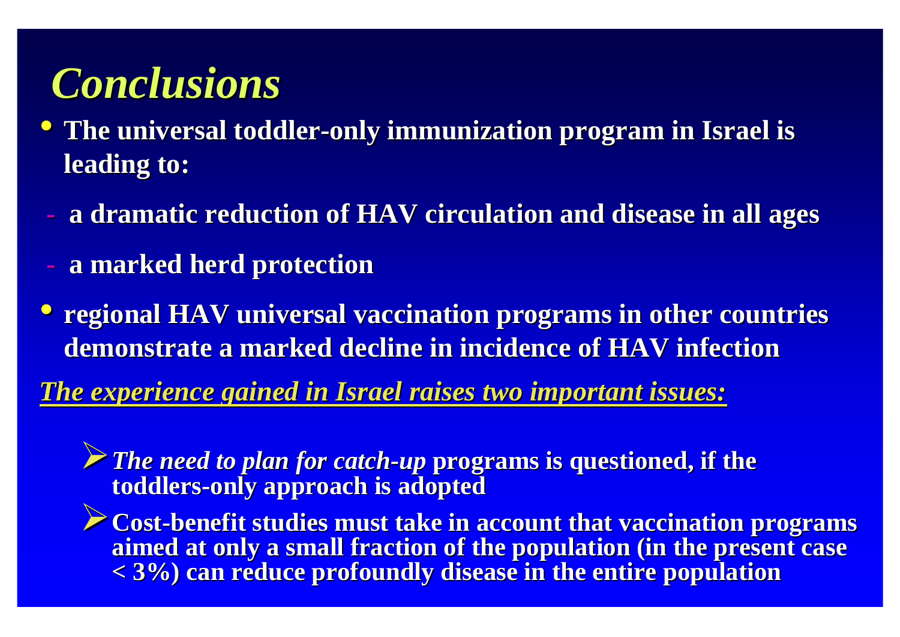# *Conclusions*

- **The universal toddler-only immunization program in Israel is leading to:**
  - **a dramatic reduction of HAV circulation and disease in all ages**
  - **a marked herd protection**
- **regional HAV universal vaccination programs in other countries demonstrate a marked decline in incidence of HAV infection**

***The experience gained in Israel raises two important issues:***

- ***The need to plan for catch-up*** **programs is questioned, if the toddlers-only approach is adopted**
- **Cost-benefit studies must take in account that vaccination programs aimed at only a small fraction of the population (in the present case < 3%) can reduce profoundly disease in the entire population**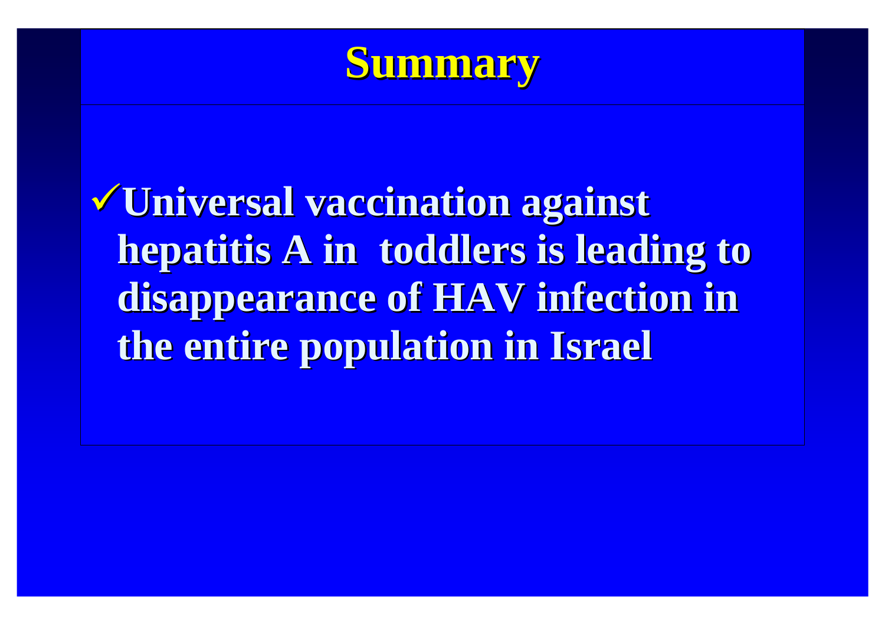# Summary

- ✓ **Universal vaccination against hepatitis A in toddlers is leading to disappearance of HAV infection in the entire population in Israel**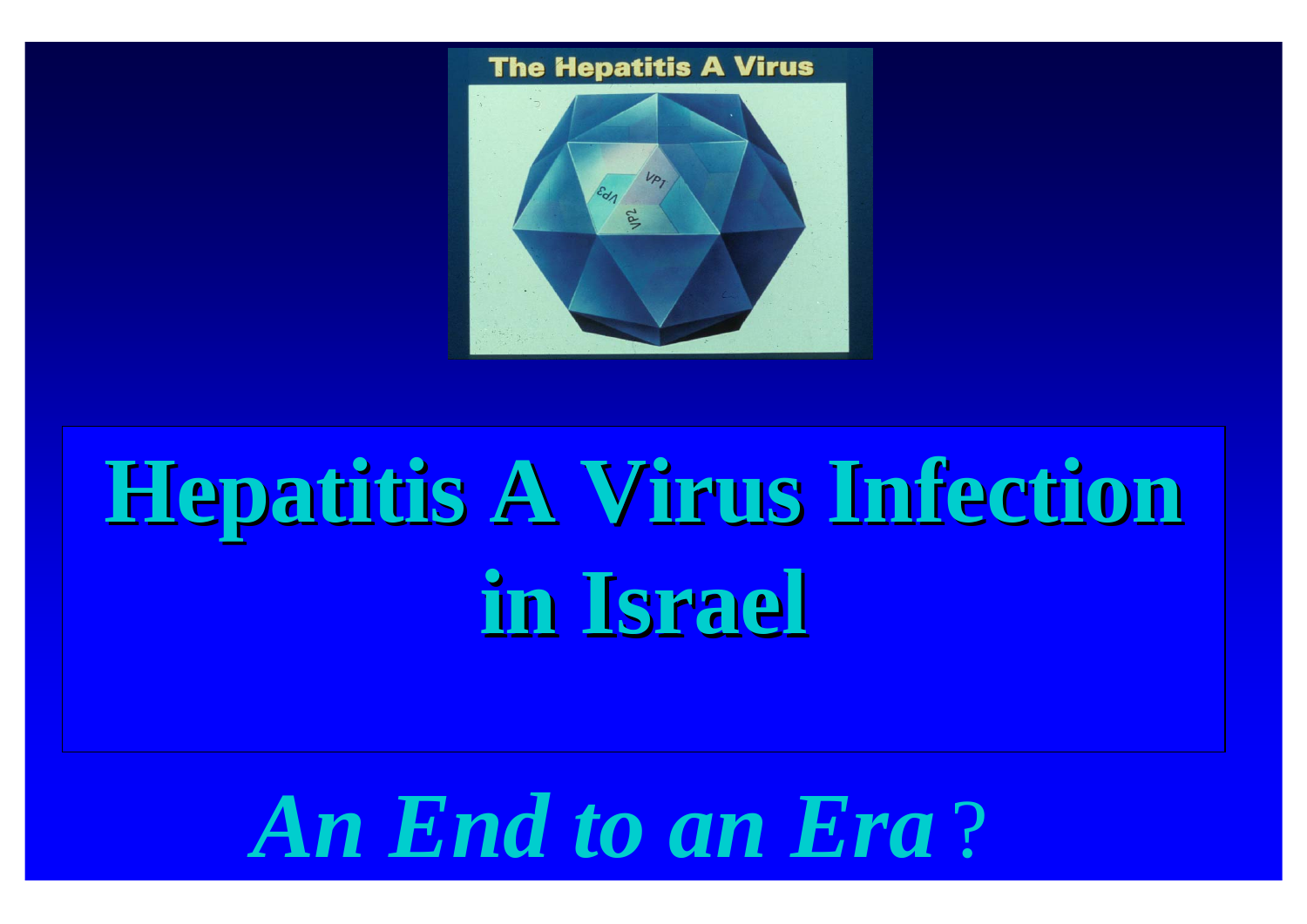# Hepatitis A Virus Infection in Israel

*An End to an Era*?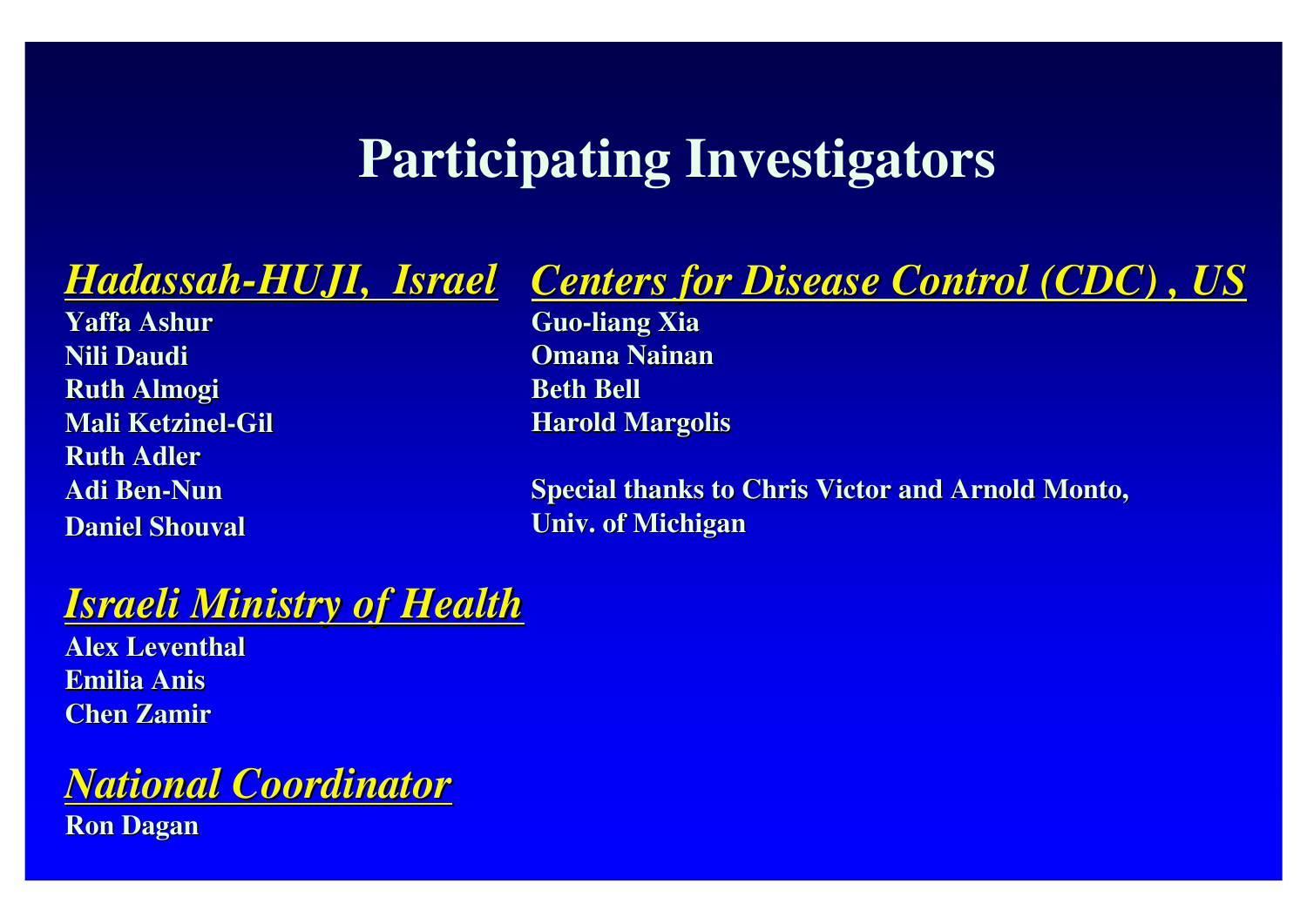# Participating Investigators

***Hadassah-HUJI, Israel***

**Yaffa Ashur**
**Nili Daudi**
**Ruth Almogi**
**Mali Ketzinel-Gil**
**Ruth Adler**
**Adi Ben-Nun**
**Daniel Shouval**

***Israeli Ministry of Health***

**Alex Leventhal**
**Emilia Anis**
**Chen Zamir**

***National Coordinator***

**Ron Dagan**

***Centers for Disease Control (CDC) , US***

**Guo-liang Xia**
**Omana Nainan**
**Beth Bell**
**Harold Margolis**

**Special thanks to Chris Victor and Arnold Monto, Univ. of Michigan**